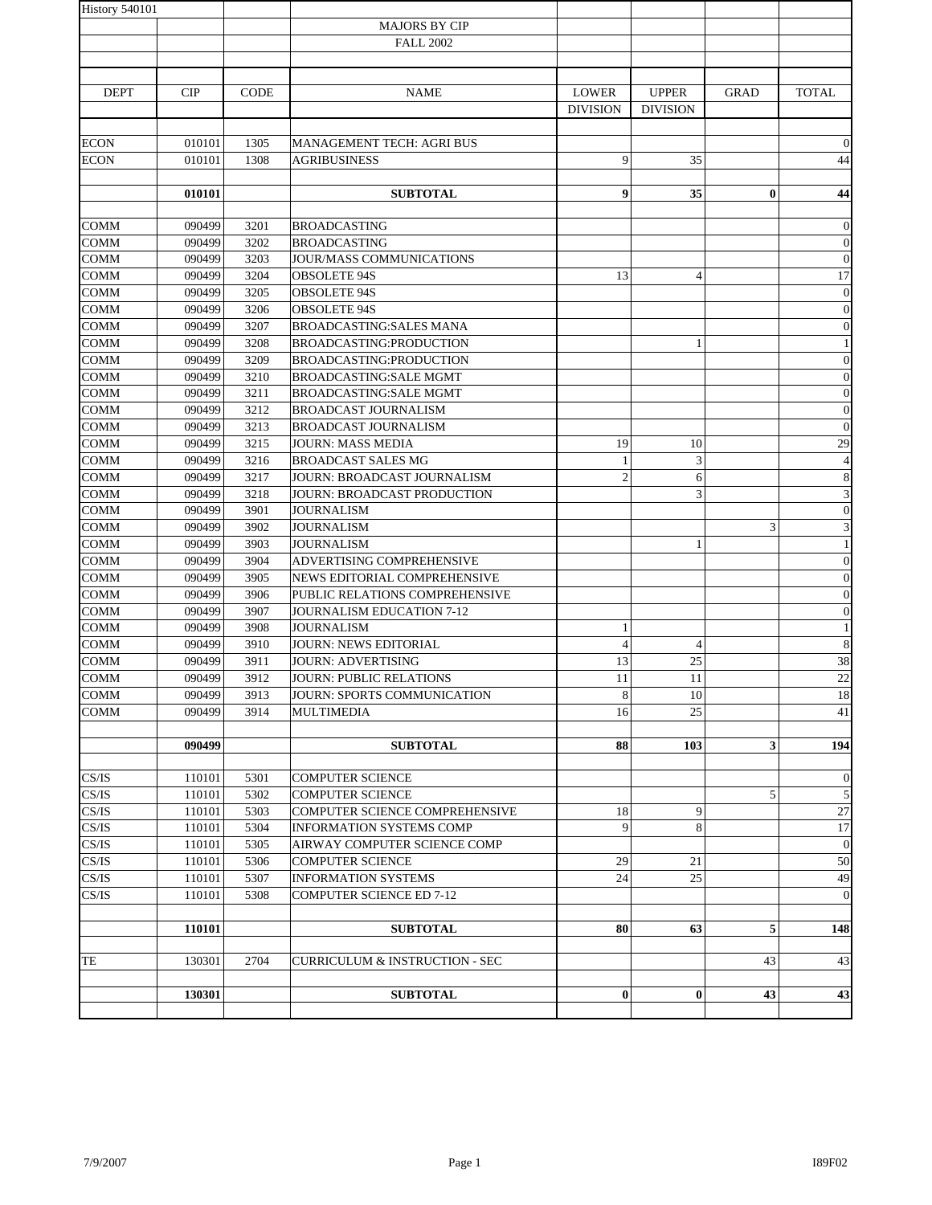History 540101

MAJORS BY CIP

FALL 2002

| DEPT | CIP | CODE | NAME | LOWER DIVISION | UPPER DIVISION | GRAD | TOTAL |
|---|---|---|---|---|---|---|---|
| ECON | 010101 | 1305 | MANAGEMENT TECH: AGRI BUS | | | | 0 |
| ECON | 010101 | 1308 | AGRIBUSINESS | 9 | 35 | | 44 |
| | **010101** | | **SUBTOTAL** | **9** | **35** | **0** | **44** |
| COMM | 090499 | 3201 | BROADCASTING | | | | 0 |
| COMM | 090499 | 3202 | BROADCASTING | | | | 0 |
| COMM | 090499 | 3203 | JOUR/MASS COMMUNICATIONS | | | | 0 |
| COMM | 090499 | 3204 | OBSOLETE 94S | 13 | 4 | | 17 |
| COMM | 090499 | 3205 | OBSOLETE 94S | | | | 0 |
| COMM | 090499 | 3206 | OBSOLETE 94S | | | | 0 |
| COMM | 090499 | 3207 | BROADCASTING:SALES MANA | | | | 0 |
| COMM | 090499 | 3208 | BROADCASTING:PRODUCTION | | 1 | | 1 |
| COMM | 090499 | 3209 | BROADCASTING:PRODUCTION | | | | 0 |
| COMM | 090499 | 3210 | BROADCASTING:SALE MGMT | | | | 0 |
| COMM | 090499 | 3211 | BROADCASTING:SALE MGMT | | | | 0 |
| COMM | 090499 | 3212 | BROADCAST JOURNALISM | | | | 0 |
| COMM | 090499 | 3213 | BROADCAST JOURNALISM | | | | 0 |
| COMM | 090499 | 3215 | JOURN: MASS MEDIA | 19 | 10 | | 29 |
| COMM | 090499 | 3216 | BROADCAST SALES MG | 1 | 3 | | 4 |
| COMM | 090499 | 3217 | JOURN: BROADCAST JOURNALISM | 2 | 6 | | 8 |
| COMM | 090499 | 3218 | JOURN: BROADCAST PRODUCTION | | 3 | | 3 |
| COMM | 090499 | 3901 | JOURNALISM | | | | 0 |
| COMM | 090499 | 3902 | JOURNALISM | | | 3 | 3 |
| COMM | 090499 | 3903 | JOURNALISM | | 1 | | 1 |
| COMM | 090499 | 3904 | ADVERTISING COMPREHENSIVE | | | | 0 |
| COMM | 090499 | 3905 | NEWS EDITORIAL COMPREHENSIVE | | | | 0 |
| COMM | 090499 | 3906 | PUBLIC RELATIONS COMPREHENSIVE | | | | 0 |
| COMM | 090499 | 3907 | JOURNALISM EDUCATION 7-12 | | | | 0 |
| COMM | 090499 | 3908 | JOURNALISM | 1 | | | 1 |
| COMM | 090499 | 3910 | JOURN: NEWS EDITORIAL | 4 | 4 | | 8 |
| COMM | 090499 | 3911 | JOURN: ADVERTISING | 13 | 25 | | 38 |
| COMM | 090499 | 3912 | JOURN: PUBLIC RELATIONS | 11 | 11 | | 22 |
| COMM | 090499 | 3913 | JOURN: SPORTS COMMUNICATION | 8 | 10 | | 18 |
| COMM | 090499 | 3914 | MULTIMEDIA | 16 | 25 | | 41 |
| | **090499** | | **SUBTOTAL** | **88** | **103** | **3** | **194** |
| CS/IS | 110101 | 5301 | COMPUTER SCIENCE | | | | 0 |
| CS/IS | 110101 | 5302 | COMPUTER SCIENCE | | | 5 | 5 |
| CS/IS | 110101 | 5303 | COMPUTER SCIENCE COMPREHENSIVE | 18 | 9 | | 27 |
| CS/IS | 110101 | 5304 | INFORMATION SYSTEMS COMP | 9 | 8 | | 17 |
| CS/IS | 110101 | 5305 | AIRWAY COMPUTER SCIENCE COMP | | | | 0 |
| CS/IS | 110101 | 5306 | COMPUTER SCIENCE | 29 | 21 | | 50 |
| CS/IS | 110101 | 5307 | INFORMATION SYSTEMS | 24 | 25 | | 49 |
| CS/IS | 110101 | 5308 | COMPUTER SCIENCE ED 7-12 | | | | 0 |
| | **110101** | | **SUBTOTAL** | **80** | **63** | **5** | **148** |
| TE | 130301 | 2704 | CURRICULUM & INSTRUCTION - SEC | | | 43 | 43 |
| | **130301** | | **SUBTOTAL** | **0** | **0** | **43** | **43** |

7/9/2007 I89F02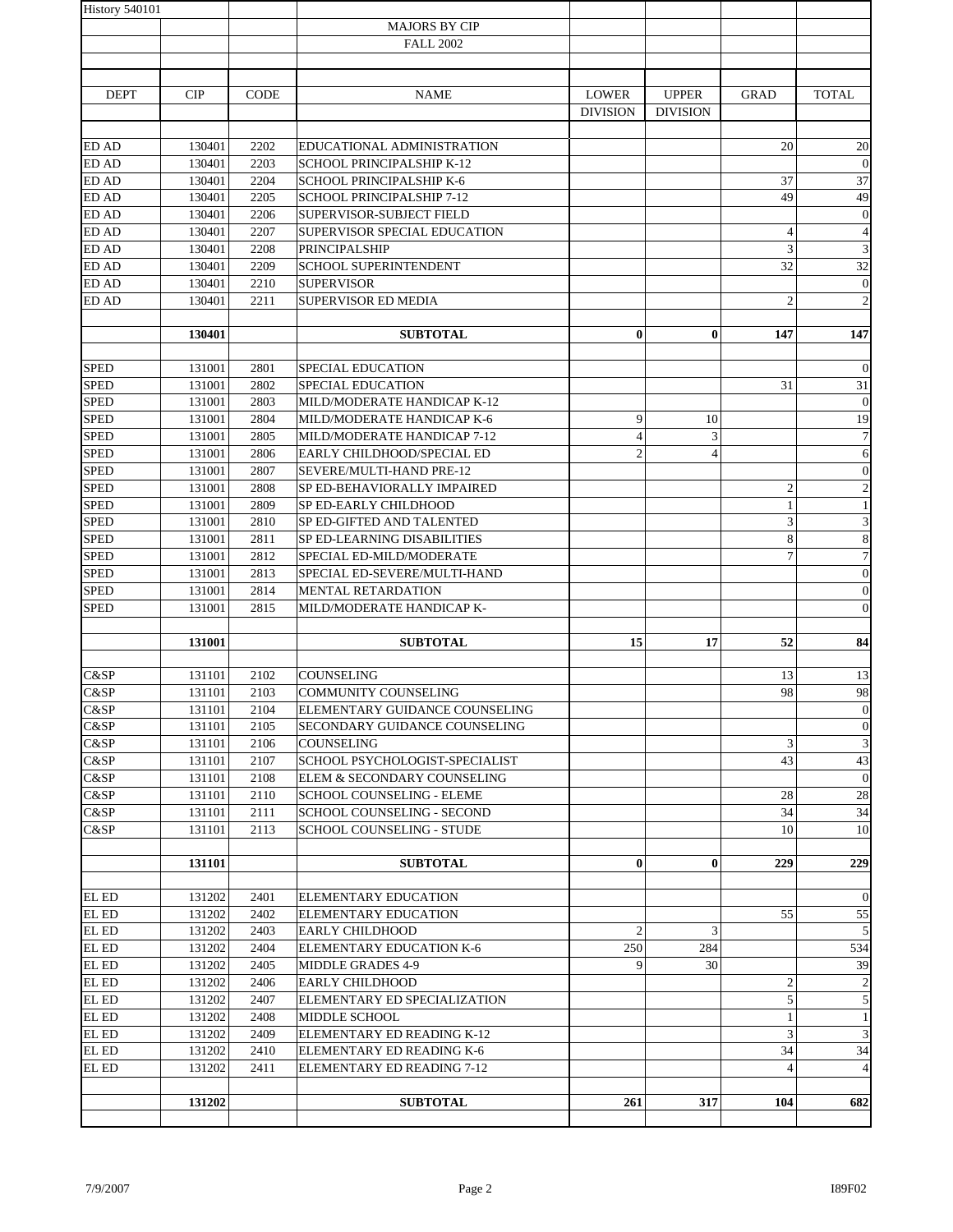History 540101

MAJORS BY CIP

FALL 2002

| DEPT | CIP | CODE | NAME | LOWER DIVISION | UPPER DIVISION | GRAD | TOTAL |
|---|---|---|---|---|---|---|---|
| ED AD | 130401 | 2202 | EDUCATIONAL ADMINISTRATION | | | 20 | 20 |
| ED AD | 130401 | 2203 | SCHOOL PRINCIPALSHIP K-12 | | | | 0 |
| ED AD | 130401 | 2204 | SCHOOL PRINCIPALSHIP K-6 | | | 37 | 37 |
| ED AD | 130401 | 2205 | SCHOOL PRINCIPALSHIP 7-12 | | | 49 | 49 |
| ED AD | 130401 | 2206 | SUPERVISOR-SUBJECT FIELD | | | | 0 |
| ED AD | 130401 | 2207 | SUPERVISOR SPECIAL EDUCATION | | | 4 | 4 |
| ED AD | 130401 | 2208 | PRINCIPALSHIP | | | 3 | 3 |
| ED AD | 130401 | 2209 | SCHOOL SUPERINTENDENT | | | 32 | 32 |
| ED AD | 130401 | 2210 | SUPERVISOR | | | | 0 |
| ED AD | 130401 | 2211 | SUPERVISOR ED MEDIA | | | 2 | 2 |
| | **130401** | | **SUBTOTAL** | **0** | **0** | **147** | **147** |
| SPED | 131001 | 2801 | SPECIAL EDUCATION | | | | 0 |
| SPED | 131001 | 2802 | SPECIAL EDUCATION | | | 31 | 31 |
| SPED | 131001 | 2803 | MILD/MODERATE HANDICAP K-12 | | | | 0 |
| SPED | 131001 | 2804 | MILD/MODERATE HANDICAP K-6 | 9 | 10 | | 19 |
| SPED | 131001 | 2805 | MILD/MODERATE HANDICAP 7-12 | 4 | 3 | | 7 |
| SPED | 131001 | 2806 | EARLY CHILDHOOD/SPECIAL ED | 2 | 4 | | 6 |
| SPED | 131001 | 2807 | SEVERE/MULTI-HAND PRE-12 | | | | 0 |
| SPED | 131001 | 2808 | SP ED-BEHAVIORALLY IMPAIRED | | | 2 | 2 |
| SPED | 131001 | 2809 | SP ED-EARLY CHILDHOOD | | | 1 | 1 |
| SPED | 131001 | 2810 | SP ED-GIFTED AND TALENTED | | | 3 | 3 |
| SPED | 131001 | 2811 | SP ED-LEARNING DISABILITIES | | | 8 | 8 |
| SPED | 131001 | 2812 | SPECIAL ED-MILD/MODERATE | | | 7 | 7 |
| SPED | 131001 | 2813 | SPECIAL ED-SEVERE/MULTI-HAND | | | | 0 |
| SPED | 131001 | 2814 | MENTAL RETARDATION | | | | 0 |
| SPED | 131001 | 2815 | MILD/MODERATE HANDICAP K- | | | | 0 |
| | **131001** | | **SUBTOTAL** | **15** | **17** | **52** | **84** |
| C&SP | 131101 | 2102 | COUNSELING | | | 13 | 13 |
| C&SP | 131101 | 2103 | COMMUNITY COUNSELING | | | 98 | 98 |
| C&SP | 131101 | 2104 | ELEMENTARY GUIDANCE COUNSELING | | | | 0 |
| C&SP | 131101 | 2105 | SECONDARY GUIDANCE COUNSELING | | | | 0 |
| C&SP | 131101 | 2106 | COUNSELING | | | 3 | 3 |
| C&SP | 131101 | 2107 | SCHOOL PSYCHOLOGIST-SPECIALIST | | | 43 | 43 |
| C&SP | 131101 | 2108 | ELEM & SECONDARY COUNSELING | | | | 0 |
| C&SP | 131101 | 2110 | SCHOOL COUNSELING - ELEME | | | 28 | 28 |
| C&SP | 131101 | 2111 | SCHOOL COUNSELING - SECOND | | | 34 | 34 |
| C&SP | 131101 | 2113 | SCHOOL COUNSELING - STUDE | | | 10 | 10 |
| | **131101** | | **SUBTOTAL** | **0** | **0** | **229** | **229** |
| EL ED | 131202 | 2401 | ELEMENTARY EDUCATION | | | | 0 |
| EL ED | 131202 | 2402 | ELEMENTARY EDUCATION | | | 55 | 55 |
| EL ED | 131202 | 2403 | EARLY CHILDHOOD | 2 | 3 | | 5 |
| EL ED | 131202 | 2404 | ELEMENTARY EDUCATION K-6 | 250 | 284 | | 534 |
| EL ED | 131202 | 2405 | MIDDLE GRADES 4-9 | 9 | 30 | | 39 |
| EL ED | 131202 | 2406 | EARLY CHILDHOOD | | | 2 | 2 |
| EL ED | 131202 | 2407 | ELEMENTARY ED SPECIALIZATION | | | 5 | 5 |
| EL ED | 131202 | 2408 | MIDDLE SCHOOL | | | 1 | 1 |
| EL ED | 131202 | 2409 | ELEMENTARY ED READING K-12 | | | 3 | 3 |
| EL ED | 131202 | 2410 | ELEMENTARY ED READING K-6 | | | 34 | 34 |
| EL ED | 131202 | 2411 | ELEMENTARY ED READING 7-12 | | | 4 | 4 |
| | **131202** | | **SUBTOTAL** | **261** | **317** | **104** | **682** |

7/9/2007 I89F02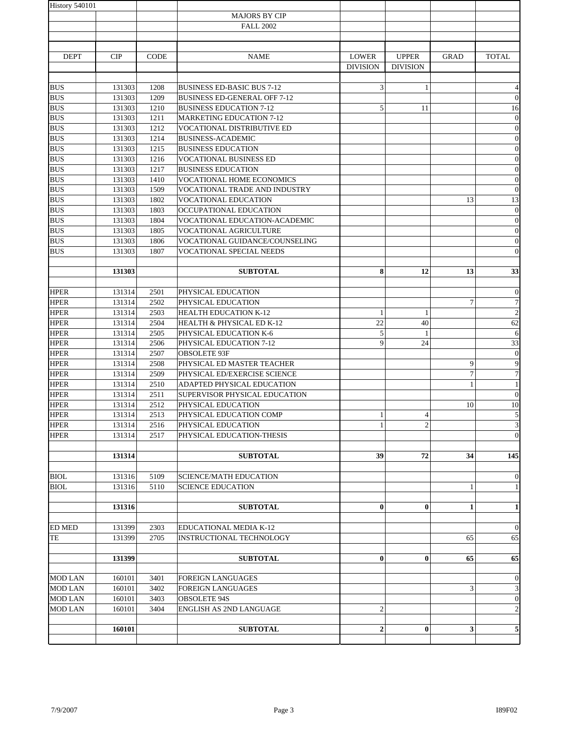History 540101

MAJORS BY CIP

FALL 2002

| DEPT | CIP | CODE | NAME | LOWER DIVISION | UPPER DIVISION | GRAD | TOTAL |
|---|---|---|---|---|---|---|---|
| BUS | 131303 | 1208 | BUSINESS ED-BASIC BUS 7-12 | 3 | 1 | | 4 |
| BUS | 131303 | 1209 | BUSINESS ED-GENERAL OFF 7-12 | | | | 0 |
| BUS | 131303 | 1210 | BUSINESS EDUCATION 7-12 | 5 | 11 | | 16 |
| BUS | 131303 | 1211 | MARKETING EDUCATION 7-12 | | | | 0 |
| BUS | 131303 | 1212 | VOCATIONAL DISTRIBUTIVE ED | | | | 0 |
| BUS | 131303 | 1214 | BUSINESS-ACADEMIC | | | | 0 |
| BUS | 131303 | 1215 | BUSINESS EDUCATION | | | | 0 |
| BUS | 131303 | 1216 | VOCATIONAL BUSINESS ED | | | | 0 |
| BUS | 131303 | 1217 | BUSINESS EDUCATION | | | | 0 |
| BUS | 131303 | 1410 | VOCATIONAL HOME ECONOMICS | | | | 0 |
| BUS | 131303 | 1509 | VOCATIONAL TRADE AND INDUSTRY | | | | 0 |
| BUS | 131303 | 1802 | VOCATIONAL EDUCATION | | | 13 | 13 |
| BUS | 131303 | 1803 | OCCUPATIONAL EDUCATION | | | | 0 |
| BUS | 131303 | 1804 | VOCATIONAL EDUCATION-ACADEMIC | | | | 0 |
| BUS | 131303 | 1805 | VOCATIONAL AGRICULTURE | | | | 0 |
| BUS | 131303 | 1806 | VOCATIONAL GUIDANCE/COUNSELING | | | | 0 |
| BUS | 131303 | 1807 | VOCATIONAL SPECIAL NEEDS | | | | 0 |
| | **131303** | | **SUBTOTAL** | **8** | **12** | **13** | **33** |
| HPER | 131314 | 2501 | PHYSICAL EDUCATION | | | | 0 |
| HPER | 131314 | 2502 | PHYSICAL EDUCATION | | | 7 | 7 |
| HPER | 131314 | 2503 | HEALTH EDUCATION K-12 | 1 | 1 | | 2 |
| HPER | 131314 | 2504 | HEALTH & PHYSICAL ED K-12 | 22 | 40 | | 62 |
| HPER | 131314 | 2505 | PHYSICAL EDUCATION K-6 | 5 | 1 | | 6 |
| HPER | 131314 | 2506 | PHYSICAL EDUCATION 7-12 | 9 | 24 | | 33 |
| HPER | 131314 | 2507 | OBSOLETE 93F | | | | 0 |
| HPER | 131314 | 2508 | PHYSICAL ED MASTER TEACHER | | | 9 | 9 |
| HPER | 131314 | 2509 | PHYSICAL ED/EXERCISE SCIENCE | | | 7 | 7 |
| HPER | 131314 | 2510 | ADAPTED PHYSICAL EDUCATION | | | 1 | 1 |
| HPER | 131314 | 2511 | SUPERVISOR PHYSICAL EDUCATION | | | | 0 |
| HPER | 131314 | 2512 | PHYSICAL EDUCATION | | | 10 | 10 |
| HPER | 131314 | 2513 | PHYSICAL EDUCATION COMP | 1 | 4 | | 5 |
| HPER | 131314 | 2516 | PHYSICAL EDUCATION | 1 | 2 | | 3 |
| HPER | 131314 | 2517 | PHYSICAL EDUCATION-THESIS | | | | 0 |
| | **131314** | | **SUBTOTAL** | **39** | **72** | **34** | **145** |
| BIOL | 131316 | 5109 | SCIENCE/MATH EDUCATION | | | | 0 |
| BIOL | 131316 | 5110 | SCIENCE EDUCATION | | | 1 | 1 |
| | **131316** | | **SUBTOTAL** | **0** | **0** | **1** | **1** |
| ED MED | 131399 | 2303 | EDUCATIONAL MEDIA K-12 | | | | 0 |
| TE | 131399 | 2705 | INSTRUCTIONAL TECHNOLOGY | | | 65 | 65 |
| | **131399** | | **SUBTOTAL** | **0** | **0** | **65** | **65** |
| MOD LAN | 160101 | 3401 | FOREIGN LANGUAGES | | | | 0 |
| MOD LAN | 160101 | 3402 | FOREIGN LANGUAGES | | | 3 | 3 |
| MOD LAN | 160101 | 3403 | OBSOLETE 94S | | | | 0 |
| MOD LAN | 160101 | 3404 | ENGLISH AS 2ND LANGUAGE | 2 | | | 2 |
| | **160101** | | **SUBTOTAL** | **2** | **0** | **3** | **5** |

7/9/2007 I89F02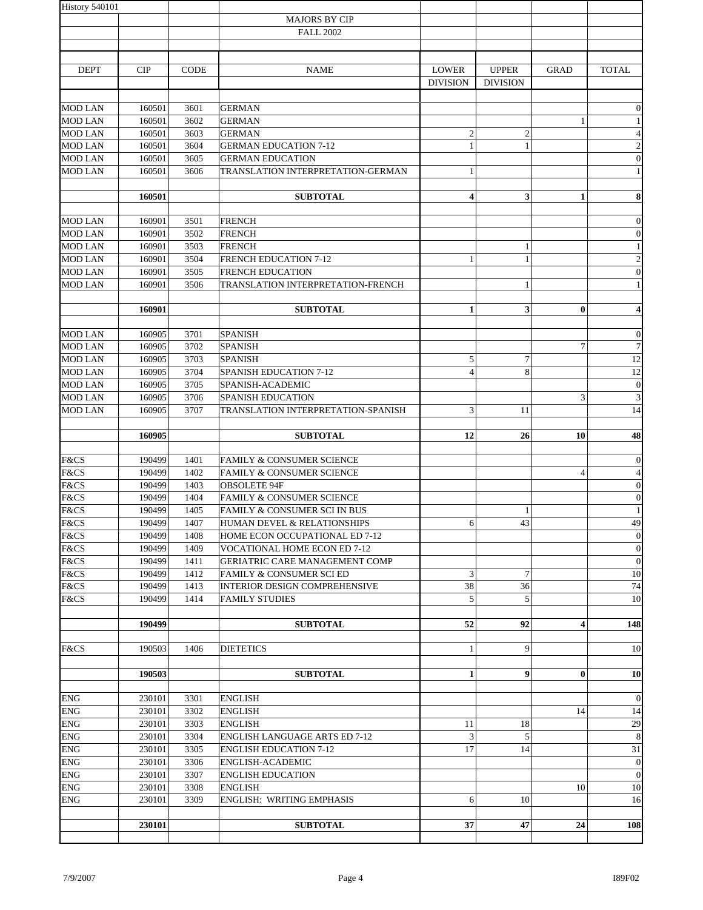History 540101

MAJORS BY CIP

FALL 2002

| DEPT | CIP | CODE | NAME | LOWER DIVISION | UPPER DIVISION | GRAD | TOTAL |
|---|---|---|---|---|---|---|---|
| MOD LAN | 160501 | 3601 | GERMAN | | | | 0 |
| MOD LAN | 160501 | 3602 | GERMAN | | | 1 | 1 |
| MOD LAN | 160501 | 3603 | GERMAN | 2 | 2 | | 4 |
| MOD LAN | 160501 | 3604 | GERMAN EDUCATION 7-12 | 1 | 1 | | 2 |
| MOD LAN | 160501 | 3605 | GERMAN EDUCATION | | | | 0 |
| MOD LAN | 160501 | 3606 | TRANSLATION INTERPRETATION-GERMAN | 1 | | | 1 |
| | **160501** | | **SUBTOTAL** | **4** | **3** | **1** | **8** |
| MOD LAN | 160901 | 3501 | FRENCH | | | | 0 |
| MOD LAN | 160901 | 3502 | FRENCH | | | | 0 |
| MOD LAN | 160901 | 3503 | FRENCH | | 1 | | 1 |
| MOD LAN | 160901 | 3504 | FRENCH EDUCATION 7-12 | 1 | 1 | | 2 |
| MOD LAN | 160901 | 3505 | FRENCH EDUCATION | | | | 0 |
| MOD LAN | 160901 | 3506 | TRANSLATION INTERPRETATION-FRENCH | | 1 | | 1 |
| | **160901** | | **SUBTOTAL** | **1** | **3** | **0** | **4** |
| MOD LAN | 160905 | 3701 | SPANISH | | | | 0 |
| MOD LAN | 160905 | 3702 | SPANISH | | | 7 | 7 |
| MOD LAN | 160905 | 3703 | SPANISH | 5 | 7 | | 12 |
| MOD LAN | 160905 | 3704 | SPANISH EDUCATION 7-12 | 4 | 8 | | 12 |
| MOD LAN | 160905 | 3705 | SPANISH-ACADEMIC | | | | 0 |
| MOD LAN | 160905 | 3706 | SPANISH EDUCATION | | | 3 | 3 |
| MOD LAN | 160905 | 3707 | TRANSLATION INTERPRETATION-SPANISH | 3 | 11 | | 14 |
| | **160905** | | **SUBTOTAL** | **12** | **26** | **10** | **48** |
| F&CS | 190499 | 1401 | FAMILY & CONSUMER SCIENCE | | | | 0 |
| F&CS | 190499 | 1402 | FAMILY & CONSUMER SCIENCE | | | 4 | 4 |
| F&CS | 190499 | 1403 | OBSOLETE 94F | | | | 0 |
| F&CS | 190499 | 1404 | FAMILY & CONSUMER SCIENCE | | | | 0 |
| F&CS | 190499 | 1405 | FAMILY & CONSUMER SCI IN BUS | | 1 | | 1 |
| F&CS | 190499 | 1407 | HUMAN DEVEL & RELATIONSHIPS | 6 | 43 | | 49 |
| F&CS | 190499 | 1408 | HOME ECON OCCUPATIONAL ED 7-12 | | | | 0 |
| F&CS | 190499 | 1409 | VOCATIONAL HOME ECON ED 7-12 | | | | 0 |
| F&CS | 190499 | 1411 | GERIATRIC CARE MANAGEMENT COMP | | | | 0 |
| F&CS | 190499 | 1412 | FAMILY & CONSUMER SCI ED | 3 | 7 | | 10 |
| F&CS | 190499 | 1413 | INTERIOR DESIGN COMPREHENSIVE | 38 | 36 | | 74 |
| F&CS | 190499 | 1414 | FAMILY STUDIES | 5 | 5 | | 10 |
| | **190499** | | **SUBTOTAL** | **52** | **92** | **4** | **148** |
| F&CS | 190503 | 1406 | DIETETICS | 1 | 9 | | 10 |
| | **190503** | | **SUBTOTAL** | **1** | **9** | **0** | **10** |
| ENG | 230101 | 3301 | ENGLISH | | | | 0 |
| ENG | 230101 | 3302 | ENGLISH | | | 14 | 14 |
| ENG | 230101 | 3303 | ENGLISH | 11 | 18 | | 29 |
| ENG | 230101 | 3304 | ENGLISH LANGUAGE ARTS ED 7-12 | 3 | 5 | | 8 |
| ENG | 230101 | 3305 | ENGLISH EDUCATION 7-12 | 17 | 14 | | 31 |
| ENG | 230101 | 3306 | ENGLISH-ACADEMIC | | | | 0 |
| ENG | 230101 | 3307 | ENGLISH EDUCATION | | | | 0 |
| ENG | 230101 | 3308 | ENGLISH | | | 10 | 10 |
| ENG | 230101 | 3309 | ENGLISH: WRITING EMPHASIS | 6 | 10 | | 16 |
| | **230101** | | **SUBTOTAL** | **37** | **47** | **24** | **108** |

7/9/2007 I89F02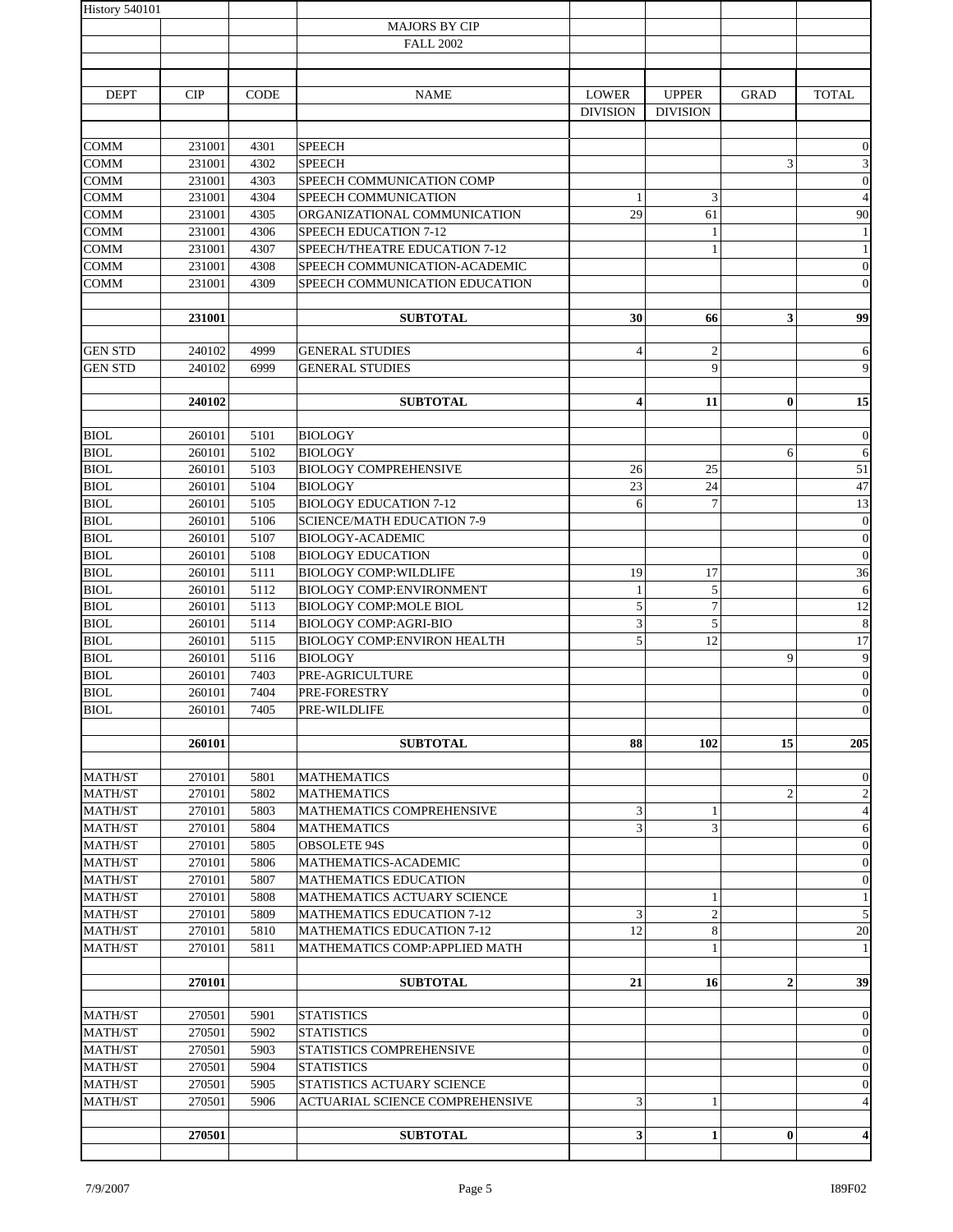History 540101

MAJORS BY CIP

FALL 2002

| DEPT | CIP | CODE | NAME | LOWER DIVISION | UPPER DIVISION | GRAD | TOTAL |
|---|---|---|---|---|---|---|---|
| COMM | 231001 | 4301 | SPEECH | | | | 0 |
| COMM | 231001 | 4302 | SPEECH | | | 3 | 3 |
| COMM | 231001 | 4303 | SPEECH COMMUNICATION COMP | | | | 0 |
| COMM | 231001 | 4304 | SPEECH COMMUNICATION | 1 | 3 | | 4 |
| COMM | 231001 | 4305 | ORGANIZATIONAL COMMUNICATION | 29 | 61 | | 90 |
| COMM | 231001 | 4306 | SPEECH EDUCATION 7-12 | | 1 | | 1 |
| COMM | 231001 | 4307 | SPEECH/THEATRE EDUCATION 7-12 | | 1 | | 1 |
| COMM | 231001 | 4308 | SPEECH COMMUNICATION-ACADEMIC | | | | 0 |
| COMM | 231001 | 4309 | SPEECH COMMUNICATION EDUCATION | | | | 0 |
| | **231001** | | **SUBTOTAL** | **30** | **66** | **3** | **99** |
| GEN STD | 240102 | 4999 | GENERAL STUDIES | 4 | 2 | | 6 |
| GEN STD | 240102 | 6999 | GENERAL STUDIES | | 9 | | 9 |
| | **240102** | | **SUBTOTAL** | **4** | **11** | **0** | **15** |
| BIOL | 260101 | 5101 | BIOLOGY | | | | 0 |
| BIOL | 260101 | 5102 | BIOLOGY | | | 6 | 6 |
| BIOL | 260101 | 5103 | BIOLOGY COMPREHENSIVE | 26 | 25 | | 51 |
| BIOL | 260101 | 5104 | BIOLOGY | 23 | 24 | | 47 |
| BIOL | 260101 | 5105 | BIOLOGY EDUCATION 7-12 | 6 | 7 | | 13 |
| BIOL | 260101 | 5106 | SCIENCE/MATH EDUCATION 7-9 | | | | 0 |
| BIOL | 260101 | 5107 | BIOLOGY-ACADEMIC | | | | 0 |
| BIOL | 260101 | 5108 | BIOLOGY EDUCATION | | | | 0 |
| BIOL | 260101 | 5111 | BIOLOGY COMP:WILDLIFE | 19 | 17 | | 36 |
| BIOL | 260101 | 5112 | BIOLOGY COMP:ENVIRONMENT | 1 | 5 | | 6 |
| BIOL | 260101 | 5113 | BIOLOGY COMP:MOLE BIOL | 5 | 7 | | 12 |
| BIOL | 260101 | 5114 | BIOLOGY COMP:AGRI-BIO | 3 | 5 | | 8 |
| BIOL | 260101 | 5115 | BIOLOGY COMP:ENVIRON HEALTH | 5 | 12 | | 17 |
| BIOL | 260101 | 5116 | BIOLOGY | | | 9 | 9 |
| BIOL | 260101 | 7403 | PRE-AGRICULTURE | | | | 0 |
| BIOL | 260101 | 7404 | PRE-FORESTRY | | | | 0 |
| BIOL | 260101 | 7405 | PRE-WILDLIFE | | | | 0 |
| | **260101** | | **SUBTOTAL** | **88** | **102** | **15** | **205** |
| MATH/ST | 270101 | 5801 | MATHEMATICS | | | | 0 |
| MATH/ST | 270101 | 5802 | MATHEMATICS | | | 2 | 2 |
| MATH/ST | 270101 | 5803 | MATHEMATICS COMPREHENSIVE | 3 | 1 | | 4 |
| MATH/ST | 270101 | 5804 | MATHEMATICS | 3 | 3 | | 6 |
| MATH/ST | 270101 | 5805 | OBSOLETE 94S | | | | 0 |
| MATH/ST | 270101 | 5806 | MATHEMATICS-ACADEMIC | | | | 0 |
| MATH/ST | 270101 | 5807 | MATHEMATICS EDUCATION | | | | 0 |
| MATH/ST | 270101 | 5808 | MATHEMATICS ACTUARY SCIENCE | | 1 | | 1 |
| MATH/ST | 270101 | 5809 | MATHEMATICS EDUCATION 7-12 | 3 | 2 | | 5 |
| MATH/ST | 270101 | 5810 | MATHEMATICS EDUCATION 7-12 | 12 | 8 | | 20 |
| MATH/ST | 270101 | 5811 | MATHEMATICS COMP:APPLIED MATH | | 1 | | 1 |
| | **270101** | | **SUBTOTAL** | **21** | **16** | **2** | **39** |
| MATH/ST | 270501 | 5901 | STATISTICS | | | | 0 |
| MATH/ST | 270501 | 5902 | STATISTICS | | | | 0 |
| MATH/ST | 270501 | 5903 | STATISTICS COMPREHENSIVE | | | | 0 |
| MATH/ST | 270501 | 5904 | STATISTICS | | | | 0 |
| MATH/ST | 270501 | 5905 | STATISTICS ACTUARY SCIENCE | | | | 0 |
| MATH/ST | 270501 | 5906 | ACTUARIAL SCIENCE COMPREHENSIVE | 3 | 1 | | 4 |
| | **270501** | | **SUBTOTAL** | **3** | **1** | **0** | **4** |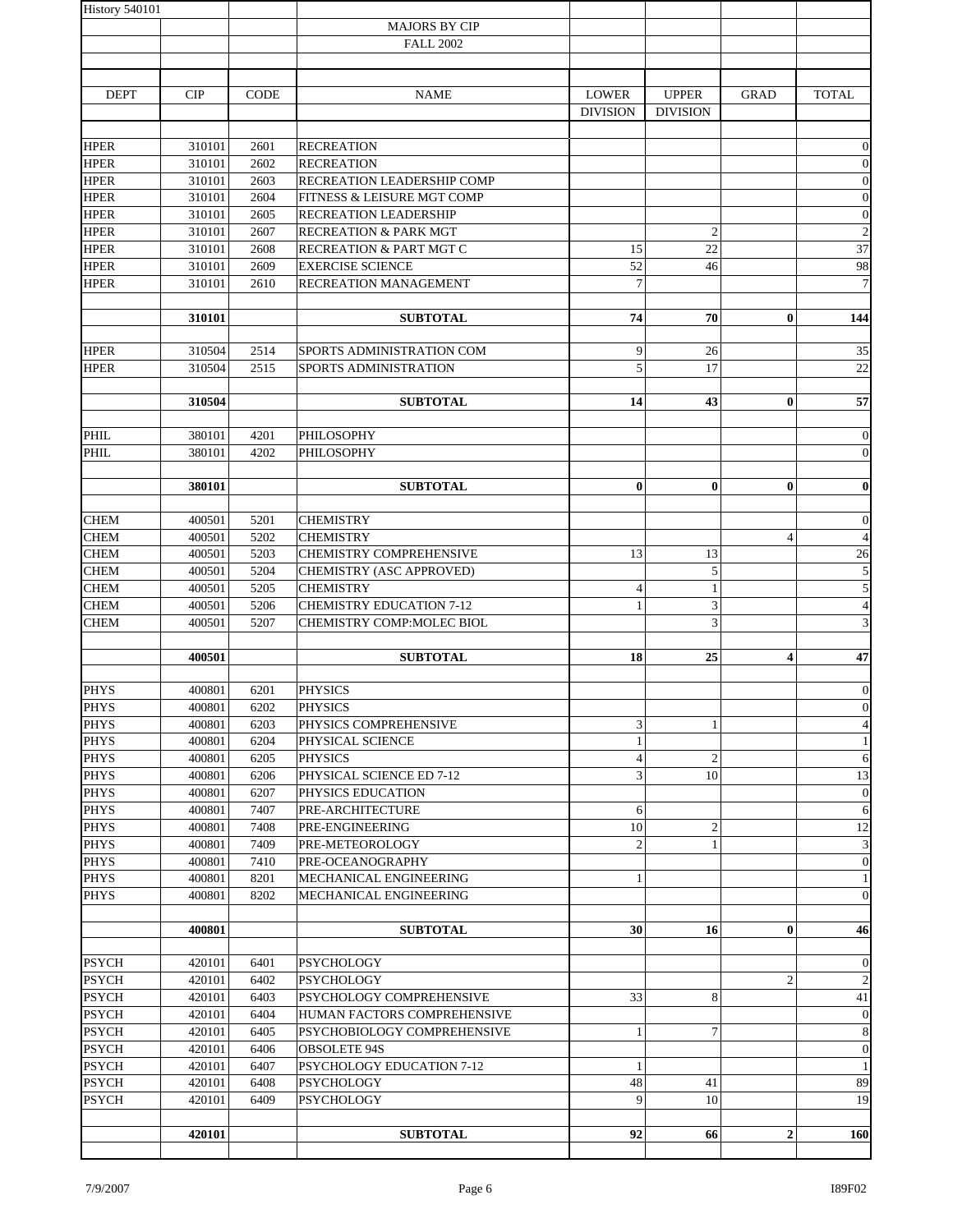History 540101

MAJORS BY CIP

FALL 2002

| DEPT | CIP | CODE | NAME | LOWER DIVISION | UPPER DIVISION | GRAD | TOTAL |
|---|---|---|---|---|---|---|---|
| HPER | 310101 | 2601 | RECREATION | | | | 0 |
| HPER | 310101 | 2602 | RECREATION | | | | 0 |
| HPER | 310101 | 2603 | RECREATION LEADERSHIP COMP | | | | 0 |
| HPER | 310101 | 2604 | FITNESS & LEISURE MGT COMP | | | | 0 |
| HPER | 310101 | 2605 | RECREATION LEADERSHIP | | | | 0 |
| HPER | 310101 | 2607 | RECREATION & PARK MGT | | 2 | | 2 |
| HPER | 310101 | 2608 | RECREATION & PART MGT C | 15 | 22 | | 37 |
| HPER | 310101 | 2609 | EXERCISE SCIENCE | 52 | 46 | | 98 |
| HPER | 310101 | 2610 | RECREATION MANAGEMENT | 7 | | | 7 |
| | **310101** | | **SUBTOTAL** | **74** | **70** | **0** | **144** |
| HPER | 310504 | 2514 | SPORTS ADMINISTRATION COM | 9 | 26 | | 35 |
| HPER | 310504 | 2515 | SPORTS ADMINISTRATION | 5 | 17 | | 22 |
| | **310504** | | **SUBTOTAL** | **14** | **43** | **0** | **57** |
| PHIL | 380101 | 4201 | PHILOSOPHY | | | | 0 |
| PHIL | 380101 | 4202 | PHILOSOPHY | | | | 0 |
| | **380101** | | **SUBTOTAL** | **0** | **0** | **0** | **0** |
| CHEM | 400501 | 5201 | CHEMISTRY | | | | 0 |
| CHEM | 400501 | 5202 | CHEMISTRY | | | 4 | 4 |
| CHEM | 400501 | 5203 | CHEMISTRY COMPREHENSIVE | 13 | 13 | | 26 |
| CHEM | 400501 | 5204 | CHEMISTRY (ASC APPROVED) | | 5 | | 5 |
| CHEM | 400501 | 5205 | CHEMISTRY | 4 | 1 | | 5 |
| CHEM | 400501 | 5206 | CHEMISTRY EDUCATION 7-12 | 1 | 3 | | 4 |
| CHEM | 400501 | 5207 | CHEMISTRY COMP:MOLEC BIOL | | 3 | | 3 |
| | **400501** | | **SUBTOTAL** | **18** | **25** | **4** | **47** |
| PHYS | 400801 | 6201 | PHYSICS | | | | 0 |
| PHYS | 400801 | 6202 | PHYSICS | | | | 0 |
| PHYS | 400801 | 6203 | PHYSICS COMPREHENSIVE | 3 | 1 | | 4 |
| PHYS | 400801 | 6204 | PHYSICAL SCIENCE | 1 | | | 1 |
| PHYS | 400801 | 6205 | PHYSICS | 4 | 2 | | 6 |
| PHYS | 400801 | 6206 | PHYSICAL SCIENCE ED 7-12 | 3 | 10 | | 13 |
| PHYS | 400801 | 6207 | PHYSICS EDUCATION | | | | 0 |
| PHYS | 400801 | 7407 | PRE-ARCHITECTURE | 6 | | | 6 |
| PHYS | 400801 | 7408 | PRE-ENGINEERING | 10 | 2 | | 12 |
| PHYS | 400801 | 7409 | PRE-METEOROLOGY | 2 | 1 | | 3 |
| PHYS | 400801 | 7410 | PRE-OCEANOGRAPHY | | | | 0 |
| PHYS | 400801 | 8201 | MECHANICAL ENGINEERING | 1 | | | 1 |
| PHYS | 400801 | 8202 | MECHANICAL ENGINEERING | | | | 0 |
| | **400801** | | **SUBTOTAL** | **30** | **16** | **0** | **46** |
| PSYCH | 420101 | 6401 | PSYCHOLOGY | | | | 0 |
| PSYCH | 420101 | 6402 | PSYCHOLOGY | | | 2 | 2 |
| PSYCH | 420101 | 6403 | PSYCHOLOGY COMPREHENSIVE | 33 | 8 | | 41 |
| PSYCH | 420101 | 6404 | HUMAN FACTORS COMPREHENSIVE | | | | 0 |
| PSYCH | 420101 | 6405 | PSYCHOBIOLOGY COMPREHENSIVE | 1 | 7 | | 8 |
| PSYCH | 420101 | 6406 | OBSOLETE 94S | | | | 0 |
| PSYCH | 420101 | 6407 | PSYCHOLOGY EDUCATION 7-12 | 1 | | | 1 |
| PSYCH | 420101 | 6408 | PSYCHOLOGY | 48 | 41 | | 89 |
| PSYCH | 420101 | 6409 | PSYCHOLOGY | 9 | 10 | | 19 |
| | **420101** | | **SUBTOTAL** | **92** | **66** | **2** | **160** |

7/9/2007 I89F02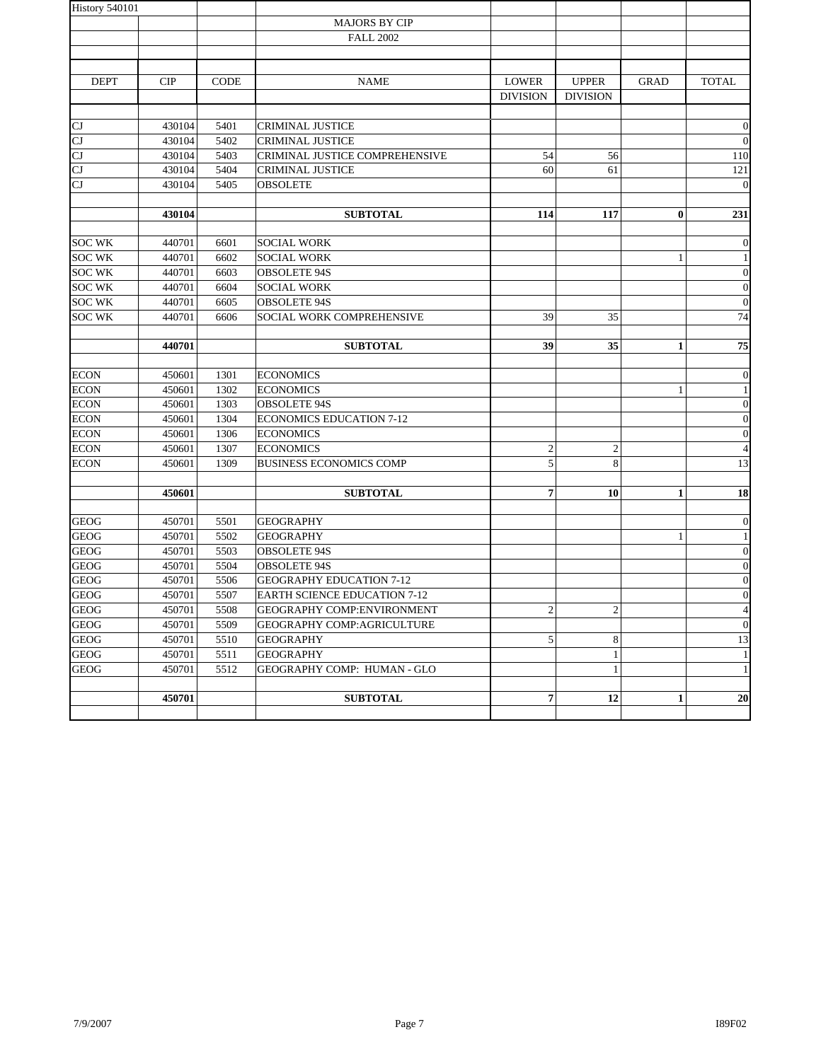History 540101

MAJORS BY CIP

FALL 2002

| DEPT | CIP | CODE | NAME | LOWER DIVISION | UPPER DIVISION | GRAD | TOTAL |
|---|---|---|---|---|---|---|---|
| CJ | 430104 | 5401 | CRIMINAL JUSTICE | | | | 0 |
| CJ | 430104 | 5402 | CRIMINAL JUSTICE | | | | 0 |
| CJ | 430104 | 5403 | CRIMINAL JUSTICE COMPREHENSIVE | 54 | 56 | | 110 |
| CJ | 430104 | 5404 | CRIMINAL JUSTICE | 60 | 61 | | 121 |
| CJ | 430104 | 5405 | OBSOLETE | | | | 0 |
| | **430104** | | **SUBTOTAL** | **114** | **117** | **0** | **231** |
| SOC WK | 440701 | 6601 | SOCIAL WORK | | | | 0 |
| SOC WK | 440701 | 6602 | SOCIAL WORK | | | 1 | 1 |
| SOC WK | 440701 | 6603 | OBSOLETE 94S | | | | 0 |
| SOC WK | 440701 | 6604 | SOCIAL WORK | | | | 0 |
| SOC WK | 440701 | 6605 | OBSOLETE 94S | | | | 0 |
| SOC WK | 440701 | 6606 | SOCIAL WORK COMPREHENSIVE | 39 | 35 | | 74 |
| | **440701** | | **SUBTOTAL** | **39** | **35** | **1** | **75** |
| ECON | 450601 | 1301 | ECONOMICS | | | | 0 |
| ECON | 450601 | 1302 | ECONOMICS | | | 1 | 1 |
| ECON | 450601 | 1303 | OBSOLETE 94S | | | | 0 |
| ECON | 450601 | 1304 | ECONOMICS EDUCATION 7-12 | | | | 0 |
| ECON | 450601 | 1306 | ECONOMICS | | | | 0 |
| ECON | 450601 | 1307 | ECONOMICS | 2 | 2 | | 4 |
| ECON | 450601 | 1309 | BUSINESS ECONOMICS COMP | 5 | 8 | | 13 |
| | **450601** | | **SUBTOTAL** | **7** | **10** | **1** | **18** |
| GEOG | 450701 | 5501 | GEOGRAPHY | | | | 0 |
| GEOG | 450701 | 5502 | GEOGRAPHY | | | 1 | 1 |
| GEOG | 450701 | 5503 | OBSOLETE 94S | | | | 0 |
| GEOG | 450701 | 5504 | OBSOLETE 94S | | | | 0 |
| GEOG | 450701 | 5506 | GEOGRAPHY EDUCATION 7-12 | | | | 0 |
| GEOG | 450701 | 5507 | EARTH SCIENCE EDUCATION 7-12 | | | | 0 |
| GEOG | 450701 | 5508 | GEOGRAPHY COMP:ENVIRONMENT | 2 | 2 | | 4 |
| GEOG | 450701 | 5509 | GEOGRAPHY COMP:AGRICULTURE | | | | 0 |
| GEOG | 450701 | 5510 | GEOGRAPHY | 5 | 8 | | 13 |
| GEOG | 450701 | 5511 | GEOGRAPHY | | 1 | | 1 |
| GEOG | 450701 | 5512 | GEOGRAPHY COMP: HUMAN - GLO | | 1 | | 1 |
| | **450701** | | **SUBTOTAL** | **7** | **12** | **1** | **20** |

7/9/2007 I89F02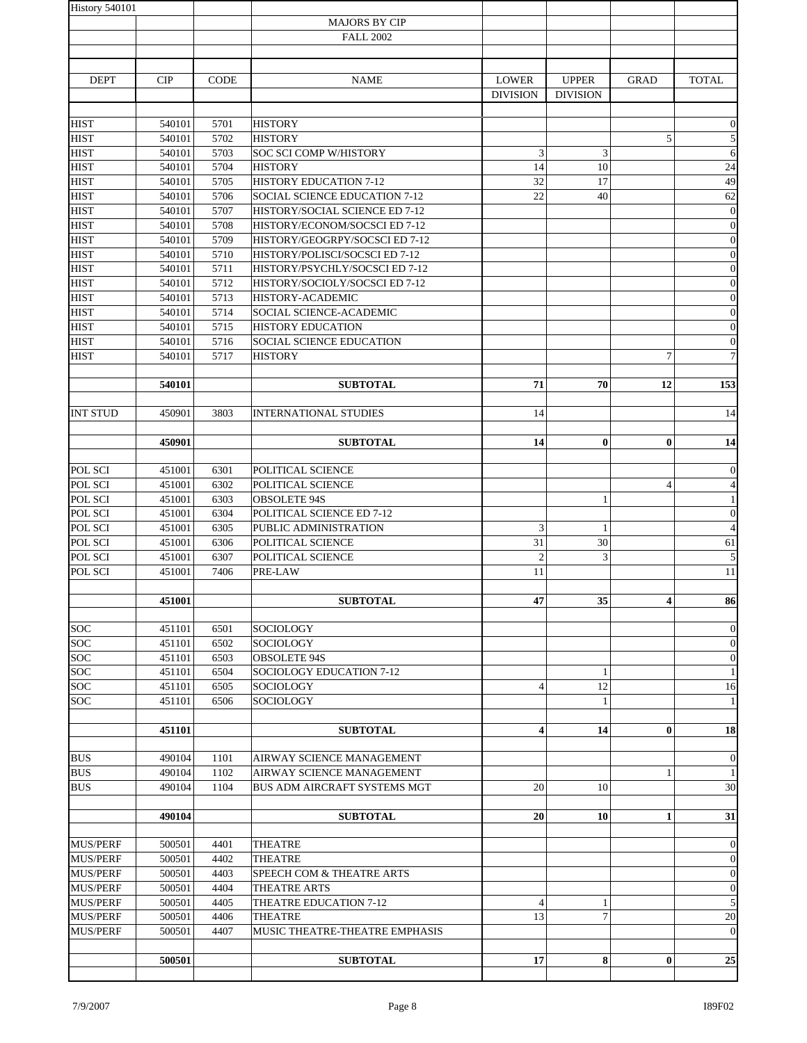History 540101

MAJORS BY CIP

FALL 2002

| DEPT | CIP | CODE | NAME | LOWER DIVISION | UPPER DIVISION | GRAD | TOTAL |
|---|---|---|---|---|---|---|---|
| HIST | 540101 | 5701 | HISTORY | | | | 0 |
| HIST | 540101 | 5702 | HISTORY | | | 5 | 5 |
| HIST | 540101 | 5703 | SOC SCI COMP W/HISTORY | 3 | 3 | | 6 |
| HIST | 540101 | 5704 | HISTORY | 14 | 10 | | 24 |
| HIST | 540101 | 5705 | HISTORY EDUCATION 7-12 | 32 | 17 | | 49 |
| HIST | 540101 | 5706 | SOCIAL SCIENCE EDUCATION 7-12 | 22 | 40 | | 62 |
| HIST | 540101 | 5707 | HISTORY/SOCIAL SCIENCE ED 7-12 | | | | 0 |
| HIST | 540101 | 5708 | HISTORY/ECONOM/SOCSCI ED 7-12 | | | | 0 |
| HIST | 540101 | 5709 | HISTORY/GEOGRPY/SOCSCI ED 7-12 | | | | 0 |
| HIST | 540101 | 5710 | HISTORY/POLISCI/SOCSCI ED 7-12 | | | | 0 |
| HIST | 540101 | 5711 | HISTORY/PSYCHLY/SOCSCI ED 7-12 | | | | 0 |
| HIST | 540101 | 5712 | HISTORY/SOCIOLY/SOCSCI ED 7-12 | | | | 0 |
| HIST | 540101 | 5713 | HISTORY-ACADEMIC | | | | 0 |
| HIST | 540101 | 5714 | SOCIAL SCIENCE-ACADEMIC | | | | 0 |
| HIST | 540101 | 5715 | HISTORY EDUCATION | | | | 0 |
| HIST | 540101 | 5716 | SOCIAL SCIENCE EDUCATION | | | | 0 |
| HIST | 540101 | 5717 | HISTORY | | | 7 | 7 |
| | **540101** | | **SUBTOTAL** | **71** | **70** | **12** | **153** |
| INT STUD | 450901 | 3803 | INTERNATIONAL STUDIES | 14 | | | 14 |
| | **450901** | | **SUBTOTAL** | **14** | **0** | **0** | **14** |
| POL SCI | 451001 | 6301 | POLITICAL SCIENCE | | | | 0 |
| POL SCI | 451001 | 6302 | POLITICAL SCIENCE | | | 4 | 4 |
| POL SCI | 451001 | 6303 | OBSOLETE 94S | | 1 | | 1 |
| POL SCI | 451001 | 6304 | POLITICAL SCIENCE ED 7-12 | | | | 0 |
| POL SCI | 451001 | 6305 | PUBLIC ADMINISTRATION | 3 | 1 | | 4 |
| POL SCI | 451001 | 6306 | POLITICAL SCIENCE | 31 | 30 | | 61 |
| POL SCI | 451001 | 6307 | POLITICAL SCIENCE | 2 | 3 | | 5 |
| POL SCI | 451001 | 7406 | PRE-LAW | 11 | | | 11 |
| | **451001** | | **SUBTOTAL** | **47** | **35** | **4** | **86** |
| SOC | 451101 | 6501 | SOCIOLOGY | | | | 0 |
| SOC | 451101 | 6502 | SOCIOLOGY | | | | 0 |
| SOC | 451101 | 6503 | OBSOLETE 94S | | | | 0 |
| SOC | 451101 | 6504 | SOCIOLOGY EDUCATION 7-12 | | 1 | | 1 |
| SOC | 451101 | 6505 | SOCIOLOGY | 4 | 12 | | 16 |
| SOC | 451101 | 6506 | SOCIOLOGY | | 1 | | 1 |
| | **451101** | | **SUBTOTAL** | **4** | **14** | **0** | **18** |
| BUS | 490104 | 1101 | AIRWAY SCIENCE MANAGEMENT | | | | 0 |
| BUS | 490104 | 1102 | AIRWAY SCIENCE MANAGEMENT | | | 1 | 1 |
| BUS | 490104 | 1104 | BUS ADM AIRCRAFT SYSTEMS MGT | 20 | 10 | | 30 |
| | **490104** | | **SUBTOTAL** | **20** | **10** | **1** | **31** |
| MUS/PERF | 500501 | 4401 | THEATRE | | | | 0 |
| MUS/PERF | 500501 | 4402 | THEATRE | | | | 0 |
| MUS/PERF | 500501 | 4403 | SPEECH COM & THEATRE ARTS | | | | 0 |
| MUS/PERF | 500501 | 4404 | THEATRE ARTS | | | | 0 |
| MUS/PERF | 500501 | 4405 | THEATRE EDUCATION 7-12 | 4 | 1 | | 5 |
| MUS/PERF | 500501 | 4406 | THEATRE | 13 | 7 | | 20 |
| MUS/PERF | 500501 | 4407 | MUSIC THEATRE-THEATRE EMPHASIS | | | | 0 |
| | **500501** | | **SUBTOTAL** | **17** | **8** | **0** | **25** |

7/9/2007 I89F02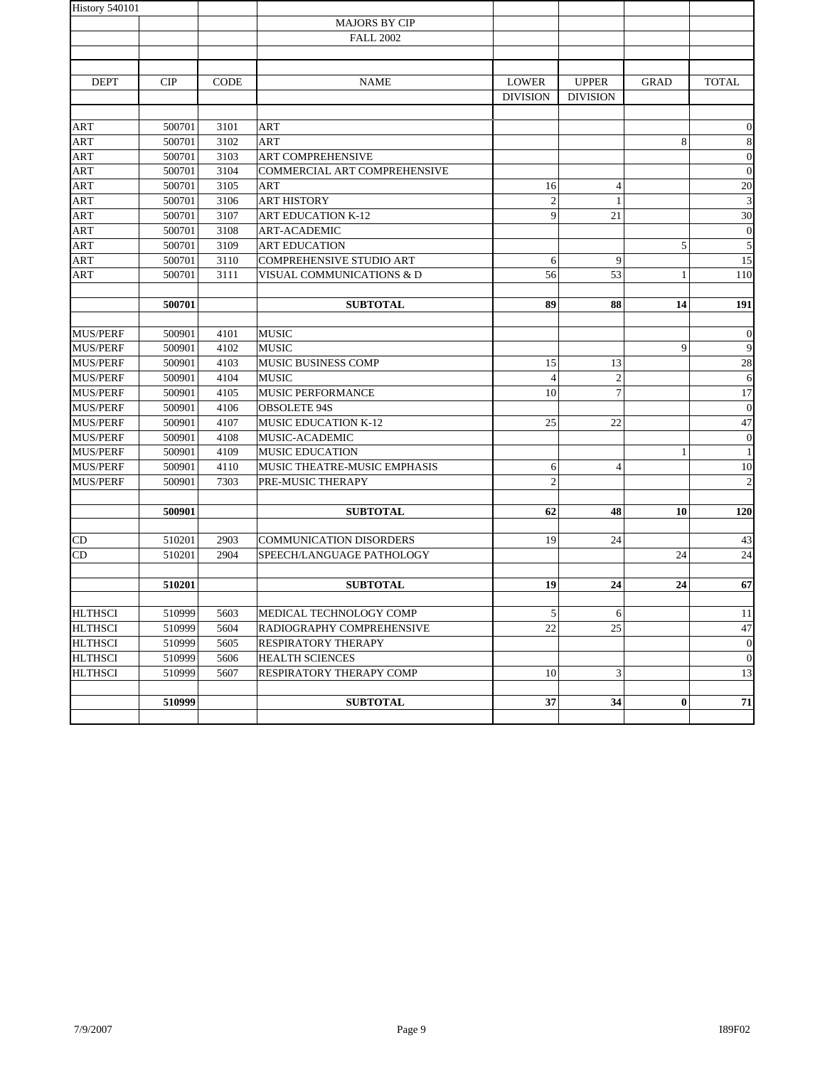History 540101

MAJORS BY CIP

FALL 2002

| DEPT | CIP | CODE | NAME | LOWER DIVISION | UPPER DIVISION | GRAD | TOTAL |
|---|---|---|---|---|---|---|---|
| ART | 500701 | 3101 | ART | | | | 0 |
| ART | 500701 | 3102 | ART | | | 8 | 8 |
| ART | 500701 | 3103 | ART COMPREHENSIVE | | | | 0 |
| ART | 500701 | 3104 | COMMERCIAL ART COMPREHENSIVE | | | | 0 |
| ART | 500701 | 3105 | ART | 16 | 4 | | 20 |
| ART | 500701 | 3106 | ART HISTORY | 2 | 1 | | 3 |
| ART | 500701 | 3107 | ART EDUCATION K-12 | 9 | 21 | | 30 |
| ART | 500701 | 3108 | ART-ACADEMIC | | | | 0 |
| ART | 500701 | 3109 | ART EDUCATION | | | 5 | 5 |
| ART | 500701 | 3110 | COMPREHENSIVE STUDIO ART | 6 | 9 | | 15 |
| ART | 500701 | 3111 | VISUAL COMMUNICATIONS & D | 56 | 53 | 1 | 110 |
| | **500701** | | **SUBTOTAL** | **89** | **88** | **14** | **191** |
| MUS/PERF | 500901 | 4101 | MUSIC | | | | 0 |
| MUS/PERF | 500901 | 4102 | MUSIC | | | 9 | 9 |
| MUS/PERF | 500901 | 4103 | MUSIC BUSINESS COMP | 15 | 13 | | 28 |
| MUS/PERF | 500901 | 4104 | MUSIC | 4 | 2 | | 6 |
| MUS/PERF | 500901 | 4105 | MUSIC PERFORMANCE | 10 | 7 | | 17 |
| MUS/PERF | 500901 | 4106 | OBSOLETE 94S | | | | 0 |
| MUS/PERF | 500901 | 4107 | MUSIC EDUCATION K-12 | 25 | 22 | | 47 |
| MUS/PERF | 500901 | 4108 | MUSIC-ACADEMIC | | | | 0 |
| MUS/PERF | 500901 | 4109 | MUSIC EDUCATION | | | 1 | 1 |
| MUS/PERF | 500901 | 4110 | MUSIC THEATRE-MUSIC EMPHASIS | 6 | 4 | | 10 |
| MUS/PERF | 500901 | 7303 | PRE-MUSIC THERAPY | 2 | | | 2 |
| | **500901** | | **SUBTOTAL** | **62** | **48** | **10** | **120** |
| CD | 510201 | 2903 | COMMUNICATION DISORDERS | 19 | 24 | | 43 |
| CD | 510201 | 2904 | SPEECH/LANGUAGE PATHOLOGY | | | 24 | 24 |
| | **510201** | | **SUBTOTAL** | **19** | **24** | **24** | **67** |
| HLTHSCI | 510999 | 5603 | MEDICAL TECHNOLOGY COMP | 5 | 6 | | 11 |
| HLTHSCI | 510999 | 5604 | RADIOGRAPHY COMPREHENSIVE | 22 | 25 | | 47 |
| HLTHSCI | 510999 | 5605 | RESPIRATORY THERAPY | | | | 0 |
| HLTHSCI | 510999 | 5606 | HEALTH SCIENCES | | | | 0 |
| HLTHSCI | 510999 | 5607 | RESPIRATORY THERAPY COMP | 10 | 3 | | 13 |
| | **510999** | | **SUBTOTAL** | **37** | **34** | **0** | **71** |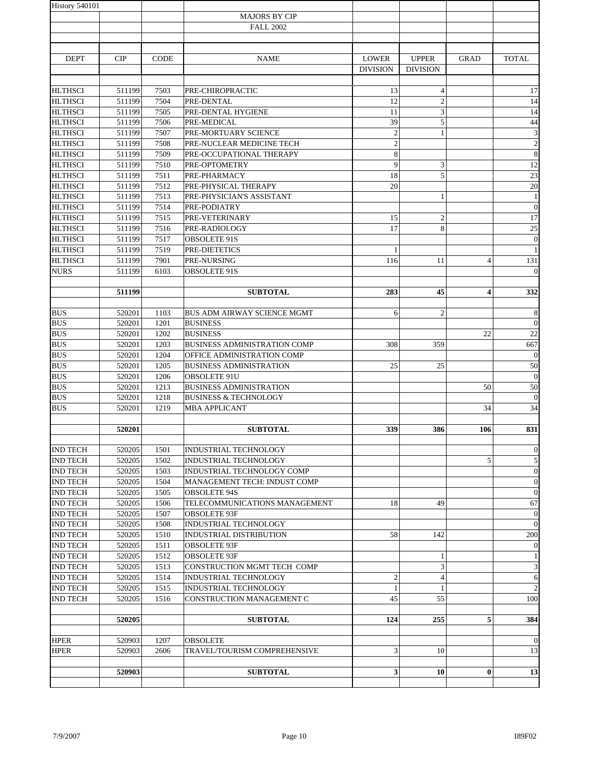History 540101

MAJORS BY CIP

FALL 2002

| DEPT | CIP | CODE | NAME | LOWER DIVISION | UPPER DIVISION | GRAD | TOTAL |
|---|---|---|---|---|---|---|---|
| HLTHSCI | 511199 | 7503 | PRE-CHIROPRACTIC | 13 | 4 | | 17 |
| HLTHSCI | 511199 | 7504 | PRE-DENTAL | 12 | 2 | | 14 |
| HLTHSCI | 511199 | 7505 | PRE-DENTAL HYGIENE | 11 | 3 | | 14 |
| HLTHSCI | 511199 | 7506 | PRE-MEDICAL | 39 | 5 | | 44 |
| HLTHSCI | 511199 | 7507 | PRE-MORTUARY SCIENCE | 2 | 1 | | 3 |
| HLTHSCI | 511199 | 7508 | PRE-NUCLEAR MEDICINE TECH | 2 | | | 2 |
| HLTHSCI | 511199 | 7509 | PRE-OCCUPATIONAL THERAPY | 8 | | | 8 |
| HLTHSCI | 511199 | 7510 | PRE-OPTOMETRY | 9 | 3 | | 12 |
| HLTHSCI | 511199 | 7511 | PRE-PHARMACY | 18 | 5 | | 23 |
| HLTHSCI | 511199 | 7512 | PRE-PHYSICAL THERAPY | 20 | | | 20 |
| HLTHSCI | 511199 | 7513 | PRE-PHYSICIAN'S ASSISTANT | | 1 | | 1 |
| HLTHSCI | 511199 | 7514 | PRE-PODIATRY | | | | 0 |
| HLTHSCI | 511199 | 7515 | PRE-VETERINARY | 15 | 2 | | 17 |
| HLTHSCI | 511199 | 7516 | PRE-RADIOLOGY | 17 | 8 | | 25 |
| HLTHSCI | 511199 | 7517 | OBSOLETE 91S | | | | 0 |
| HLTHSCI | 511199 | 7519 | PRE-DIETETICS | 1 | | | 1 |
| HLTHSCI | 511199 | 7901 | PRE-NURSING | 116 | 11 | 4 | 131 |
| NURS | 511199 | 6103 | OBSOLETE 91S | | | | 0 |
| | **511199** | | **SUBTOTAL** | **283** | **45** | **4** | **332** |
| BUS | 520201 | 1103 | BUS ADM AIRWAY SCIENCE MGMT | 6 | 2 | | 8 |
| BUS | 520201 | 1201 | BUSINESS | | | | 0 |
| BUS | 520201 | 1202 | BUSINESS | | | 22 | 22 |
| BUS | 520201 | 1203 | BUSINESS ADMINISTRATION COMP | 308 | 359 | | 667 |
| BUS | 520201 | 1204 | OFFICE ADMINISTRATION COMP | | | | 0 |
| BUS | 520201 | 1205 | BUSINESS ADMINISTRATION | 25 | 25 | | 50 |
| BUS | 520201 | 1206 | OBSOLETE 91U | | | | 0 |
| BUS | 520201 | 1213 | BUSINESS ADMINISTRATION | | | 50 | 50 |
| BUS | 520201 | 1218 | BUSINESS & TECHNOLOGY | | | | 0 |
| BUS | 520201 | 1219 | MBA APPLICANT | | | 34 | 34 |
| | **520201** | | **SUBTOTAL** | **339** | **386** | **106** | **831** |
| IND TECH | 520205 | 1501 | INDUSTRIAL TECHNOLOGY | | | | 0 |
| IND TECH | 520205 | 1502 | INDUSTRIAL TECHNOLOGY | | | 5 | 5 |
| IND TECH | 520205 | 1503 | INDUSTRIAL TECHNOLOGY COMP | | | | 0 |
| IND TECH | 520205 | 1504 | MANAGEMENT TECH: INDUST COMP | | | | 0 |
| IND TECH | 520205 | 1505 | OBSOLETE 94S | | | | 0 |
| IND TECH | 520205 | 1506 | TELECOMMUNICATIONS MANAGEMENT | 18 | 49 | | 67 |
| IND TECH | 520205 | 1507 | OBSOLETE 93F | | | | 0 |
| IND TECH | 520205 | 1508 | INDUSTRIAL TECHNOLOGY | | | | 0 |
| IND TECH | 520205 | 1510 | INDUSTRIAL DISTRIBUTION | 58 | 142 | | 200 |
| IND TECH | 520205 | 1511 | OBSOLETE 93F | | | | 0 |
| IND TECH | 520205 | 1512 | OBSOLETE 93F | | 1 | | 1 |
| IND TECH | 520205 | 1513 | CONSTRUCTION MGMT TECH COMP | | 3 | | 3 |
| IND TECH | 520205 | 1514 | INDUSTRIAL TECHNOLOGY | 2 | 4 | | 6 |
| IND TECH | 520205 | 1515 | INDUSTRIAL TECHNOLOGY | 1 | 1 | | 2 |
| IND TECH | 520205 | 1516 | CONSTRUCTION MANAGEMENT C | 45 | 55 | | 100 |
| | **520205** | | **SUBTOTAL** | **124** | **255** | **5** | **384** |
| HPER | 520903 | 1207 | OBSOLETE | | | | 0 |
| HPER | 520903 | 2606 | TRAVEL/TOURISM COMPREHENSIVE | 3 | 10 | | 13 |
| | **520903** | | **SUBTOTAL** | **3** | **10** | **0** | **13** |

7/9/2007 I89F02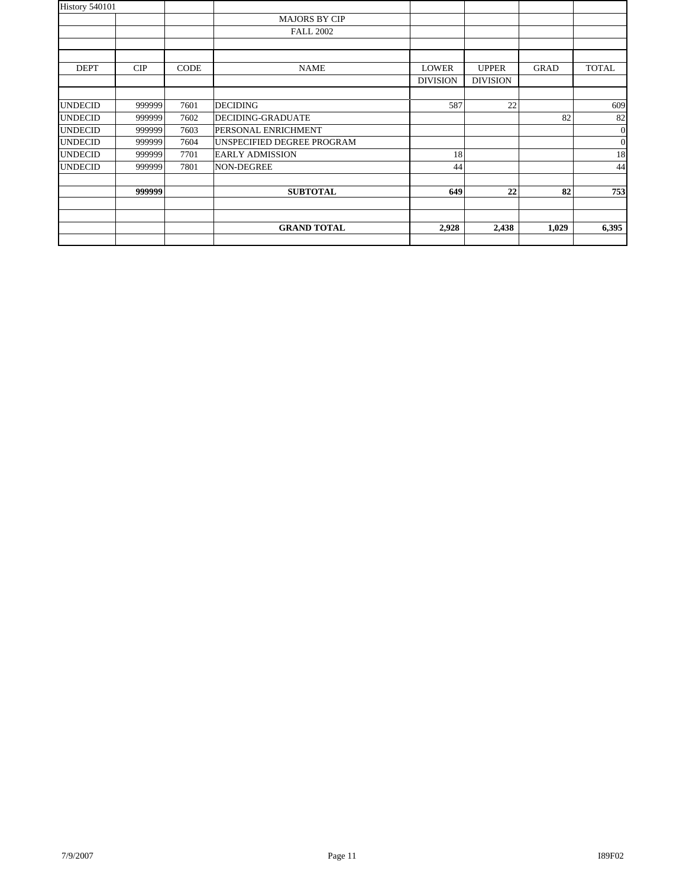History 540101

MAJORS BY CIP

FALL 2002

| DEPT | CIP | CODE | NAME | LOWER DIVISION | UPPER DIVISION | GRAD | TOTAL |
|---|---|---|---|---|---|---|---|
| UNDECID | 999999 | 7601 | DECIDING | 587 | 22 | | 609 |
| UNDECID | 999999 | 7602 | DECIDING-GRADUATE | | | 82 | 82 |
| UNDECID | 999999 | 7603 | PERSONAL ENRICHMENT | | | | 0 |
| UNDECID | 999999 | 7604 | UNSPECIFIED DEGREE PROGRAM | | | | 0 |
| UNDECID | 999999 | 7701 | EARLY ADMISSION | 18 | | | 18 |
| UNDECID | 999999 | 7801 | NON-DEGREE | 44 | | | 44 |
| | **999999** | | **SUBTOTAL** | **649** | **22** | **82** | **753** |
| | | | **GRAND TOTAL** | **2,928** | **2,438** | **1,029** | **6,395** |